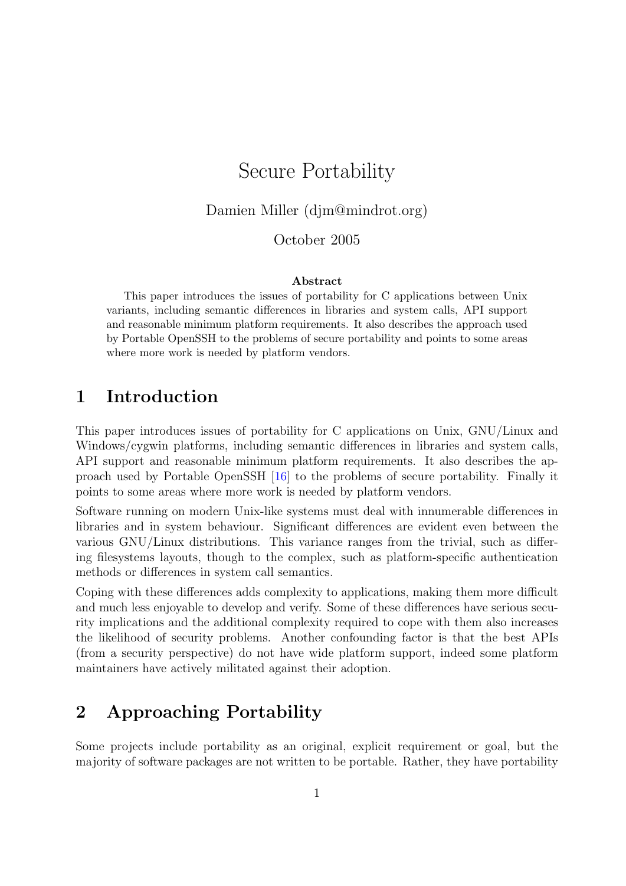# Secure Portability

Damien Miller (djm@mindrot.org)

October 2005

**Abstract**

This paper introduces the issues of portability for C applications between Unix variants, including semantic differences in libraries and system calls, API support and reasonable minimum platform requirements. It also describes the approach used by Portable OpenSSH to the problems of secure portability and points to some areas where more work is needed by platform vendors.

## 1 Introduction

This paper introduces issues of portability for C applications on Unix, GNU/Linux and Windows/cygwin platforms, including semantic differences in libraries and system calls, API support and reasonable minimum platform requirements. It also describes the approach used by Portable OpenSSH [16] to the problems of secure portability. Finally it points to some areas where more work is needed by platform vendors.

Software running on modern Unix-like systems must deal with innumerable differences in libraries and in system behaviour. Significant differences are evident even between the various GNU/Linux distributions. This variance ranges from the trivial, such as differing filesystems layouts, though to the complex, such as platform-specific authentication methods or differences in system call semantics.

Coping with these differences adds complexity to applications, making them more difficult and much less enjoyable to develop and verify. Some of these differences have serious security implications and the additional complexity required to cope with them also increases the likelihood of security problems. Another confounding factor is that the best APIs (from a security perspective) do not have wide platform support, indeed some platform maintainers have actively militated against their adoption.

## 2 Approaching Portability

Some projects include portability as an original, explicit requirement or goal, but the majority of software packages are not written to be portable. Rather, they have portability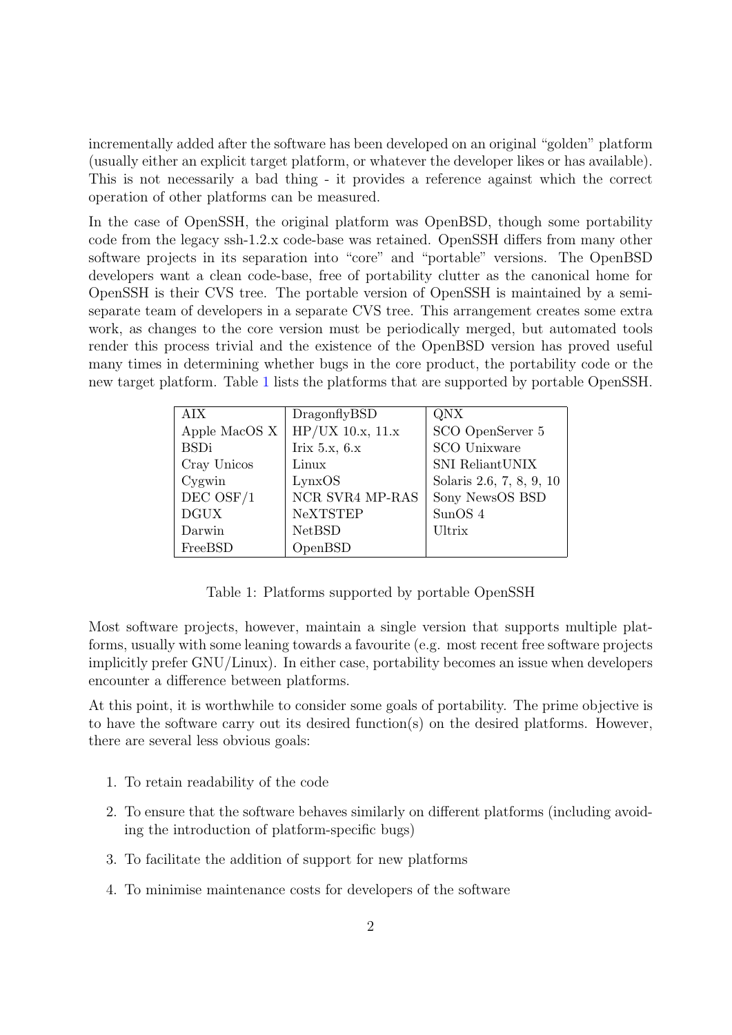incrementally added after the software has been developed on an original "golden" platform (usually either an explicit target platform, or whatever the developer likes or has available). This is not necessarily a bad thing - it provides a reference against which the correct operation of other platforms can be measured.

In the case of OpenSSH, the original platform was OpenBSD, though some portability code from the legacy ssh-1.2.x code-base was retained. OpenSSH differs from many other software projects in its separation into "core" and "portable" versions. The OpenBSD developers want a clean code-base, free of portability clutter as the canonical home for OpenSSH is their CVS tree. The portable version of OpenSSH is maintained by a semi-separate team of developers in a separate CVS tree. This arrangement creates some extra work, as changes to the core version must be periodically merged, but automated tools render this process trivial and the existence of the OpenBSD version has proved useful many times in determining whether bugs in the core product, the portability code or the new target platform. Table 1 lists the platforms that are supported by portable OpenSSH.

| | | |
|---|---|---|
| AIX | DragonflyBSD | QNX |
| Apple MacOS X | HP/UX 10.x, 11.x | SCO OpenServer 5 |
| BSDi | Irix 5.x, 6.x | SCO Unixware |
| Cray Unicos | Linux | SNI ReliantUNIX |
| Cygwin | LynxOS | Solaris 2.6, 7, 8, 9, 10 |
| DEC OSF/1 | NCR SVR4 MP-RAS | Sony NewsOS BSD |
| DGUX | NeXTSTEP | SunOS 4 |
| Darwin | NetBSD | Ultrix |
| FreeBSD | OpenBSD | |

Table 1: Platforms supported by portable OpenSSH

Most software projects, however, maintain a single version that supports multiple platforms, usually with some leaning towards a favourite (e.g. most recent free software projects implicitly prefer GNU/Linux). In either case, portability becomes an issue when developers encounter a difference between platforms.

At this point, it is worthwhile to consider some goals of portability. The prime objective is to have the software carry out its desired function(s) on the desired platforms. However, there are several less obvious goals:

1. To retain readability of the code
2. To ensure that the software behaves similarly on different platforms (including avoiding the introduction of platform-specific bugs)
3. To facilitate the addition of support for new platforms
4. To minimise maintenance costs for developers of the software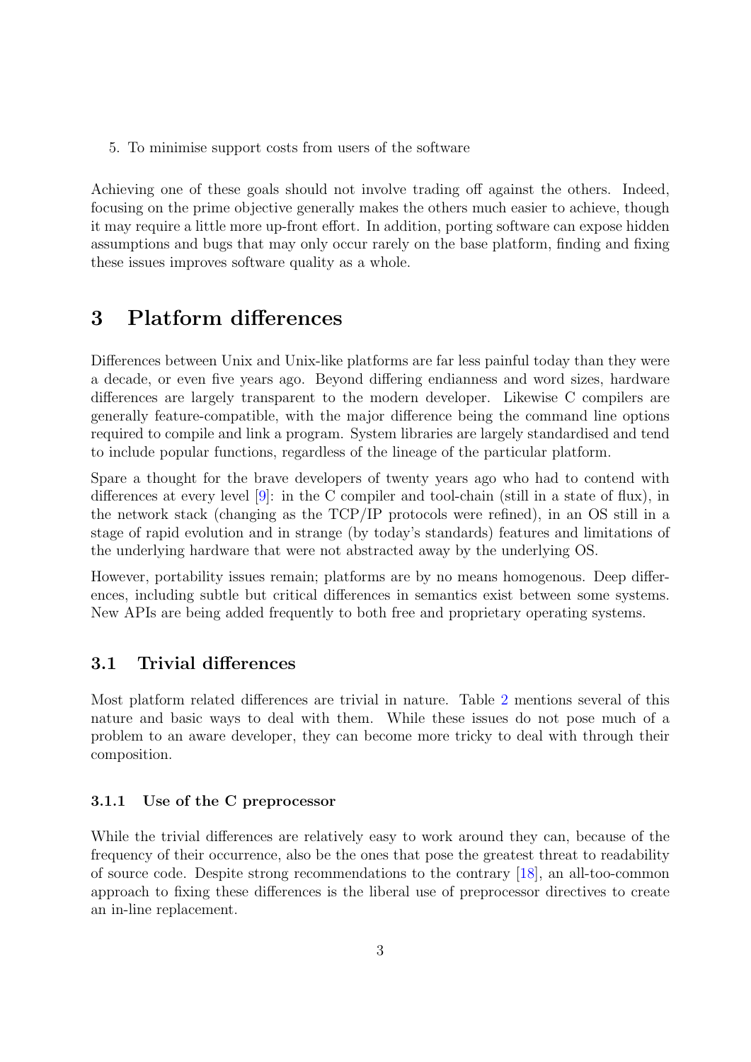5. To minimise support costs from users of the software

Achieving one of these goals should not involve trading off against the others. Indeed, focusing on the prime objective generally makes the others much easier to achieve, though it may require a little more up-front effort. In addition, porting software can expose hidden assumptions and bugs that may only occur rarely on the base platform, finding and fixing these issues improves software quality as a whole.

# 3 Platform differences

Differences between Unix and Unix-like platforms are far less painful today than they were a decade, or even five years ago. Beyond differing endianness and word sizes, hardware differences are largely transparent to the modern developer. Likewise C compilers are generally feature-compatible, with the major difference being the command line options required to compile and link a program. System libraries are largely standardised and tend to include popular functions, regardless of the lineage of the particular platform.

Spare a thought for the brave developers of twenty years ago who had to contend with differences at every level [9]: in the C compiler and tool-chain (still in a state of flux), in the network stack (changing as the TCP/IP protocols were refined), in an OS still in a stage of rapid evolution and in strange (by today's standards) features and limitations of the underlying hardware that were not abstracted away by the underlying OS.

However, portability issues remain; platforms are by no means homogenous. Deep differences, including subtle but critical differences in semantics exist between some systems. New APIs are being added frequently to both free and proprietary operating systems.

## 3.1 Trivial differences

Most platform related differences are trivial in nature. Table 2 mentions several of this nature and basic ways to deal with them. While these issues do not pose much of a problem to an aware developer, they can become more tricky to deal with through their composition.

### 3.1.1 Use of the C preprocessor

While the trivial differences are relatively easy to work around they can, because of the frequency of their occurrence, also be the ones that pose the greatest threat to readability of source code. Despite strong recommendations to the contrary [18], an all-too-common approach to fixing these differences is the liberal use of preprocessor directives to create an in-line replacement.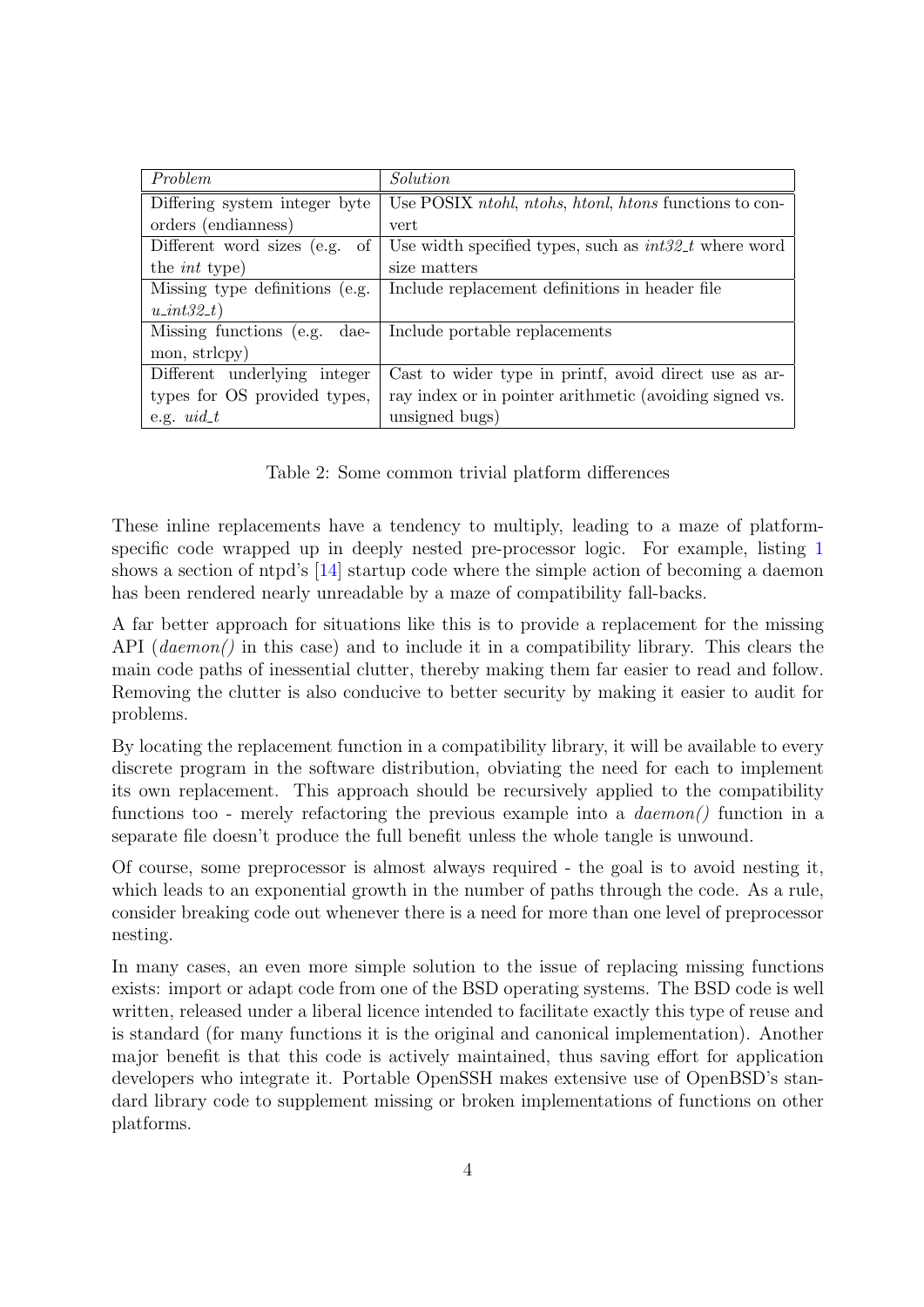| *Problem* | *Solution* |
|---|---|
| Differing system integer byte orders (endianness) | Use POSIX *ntohl*, *ntohs*, *htonl*, *htons* functions to convert |
| Different word sizes (e.g. of the *int* type) | Use width specified types, such as *int32_t* where word size matters |
| Missing type definitions (e.g. *u_int32_t*) | Include replacement definitions in header file |
| Missing functions (e.g. daemon, strlcpy) | Include portable replacements |
| Different underlying integer types for OS provided types, e.g. *uid_t* | Cast to wider type in printf, avoid direct use as array index or in pointer arithmetic (avoiding signed vs. unsigned bugs) |

Table 2: Some common trivial platform differences

These inline replacements have a tendency to multiply, leading to a maze of platform-specific code wrapped up in deeply nested pre-processor logic. For example, listing 1 shows a section of ntpd's [14] startup code where the simple action of becoming a daemon has been rendered nearly unreadable by a maze of compatibility fall-backs.

A far better approach for situations like this is to provide a replacement for the missing API (*daemon()* in this case) and to include it in a compatibility library. This clears the main code paths of inessential clutter, thereby making them far easier to read and follow. Removing the clutter is also conducive to better security by making it easier to audit for problems.

By locating the replacement function in a compatibility library, it will be available to every discrete program in the software distribution, obviating the need for each to implement its own replacement. This approach should be recursively applied to the compatibility functions too - merely refactoring the previous example into a *daemon()* function in a separate file doesn't produce the full benefit unless the whole tangle is unwound.

Of course, some preprocessor is almost always required - the goal is to avoid nesting it, which leads to an exponential growth in the number of paths through the code. As a rule, consider breaking code out whenever there is a need for more than one level of preprocessor nesting.

In many cases, an even more simple solution to the issue of replacing missing functions exists: import or adapt code from one of the BSD operating systems. The BSD code is well written, released under a liberal licence intended to facilitate exactly this type of reuse and is standard (for many functions it is the original and canonical implementation). Another major benefit is that this code is actively maintained, thus saving effort for application developers who integrate it. Portable OpenSSH makes extensive use of OpenBSD's standard library code to supplement missing or broken implementations of functions on other platforms.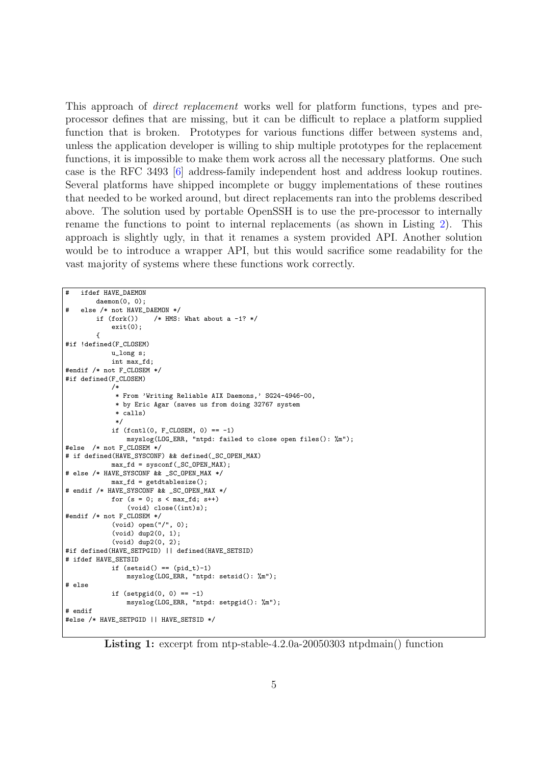This approach of *direct replacement* works well for platform functions, types and pre-processor defines that are missing, but it can be difficult to replace a platform supplied function that is broken. Prototypes for various functions differ between systems and, unless the application developer is willing to ship multiple prototypes for the replacement functions, it is impossible to make them work across all the necessary platforms. One such case is the RFC 3493 [6] address-family independent host and address lookup routines. Several platforms have shipped incomplete or buggy implementations of these routines that needed to be worked around, but direct replacements ran into the problems described above. The solution used by portable OpenSSH is to use the pre-processor to internally rename the functions to point to internal replacements (as shown in Listing 2). This approach is slightly ugly, in that it renames a system provided API. Another solution would be to introduce a wrapper API, but this would sacrifice some readability for the vast majority of systems where these functions work correctly.

```
#   ifdef HAVE_DAEMON
        daemon(0, 0);
#   else /* not HAVE_DAEMON */
        if (fork())    /* HMS: What about a -1? */
            exit(0);
        {
#if !defined(F_CLOSEM)
            u_long s;
            int max_fd;
#endif /* not F_CLOSEM */
#if defined(F_CLOSEM)
            /*
             * From 'Writing Reliable AIX Daemons,' SG24-4946-00,
             * by Eric Agar (saves us from doing 32767 system
             * calls)
             */
            if (fcntl(0, F_CLOSEM, 0) == -1)
                msyslog(LOG_ERR, "ntpd: failed to close open files(): %m");
#else  /* not F_CLOSEM */
# if defined(HAVE_SYSCONF) && defined(_SC_OPEN_MAX)
            max_fd = sysconf(_SC_OPEN_MAX);
# else /* HAVE_SYSCONF && _SC_OPEN_MAX */
            max_fd = getdtablesize();
# endif /* HAVE_SYSCONF && _SC_OPEN_MAX */
            for (s = 0; s < max_fd; s++)
                (void) close((int)s);
#endif /* not F_CLOSEM */
            (void) open("/", 0);
            (void) dup2(0, 1);
            (void) dup2(0, 2);
#if defined(HAVE_SETPGID) || defined(HAVE_SETSID)
# ifdef HAVE_SETSID
            if (setsid() == (pid_t)-1)
                msyslog(LOG_ERR, "ntpd: setsid(): %m");
# else
            if (setpgid(0, 0) == -1)
                msyslog(LOG_ERR, "ntpd: setpgid(): %m");
# endif
#else /* HAVE_SETPGID || HAVE_SETSID */
```

**Listing 1:** excerpt from ntp-stable-4.2.0a-20050303 ntpdmain() function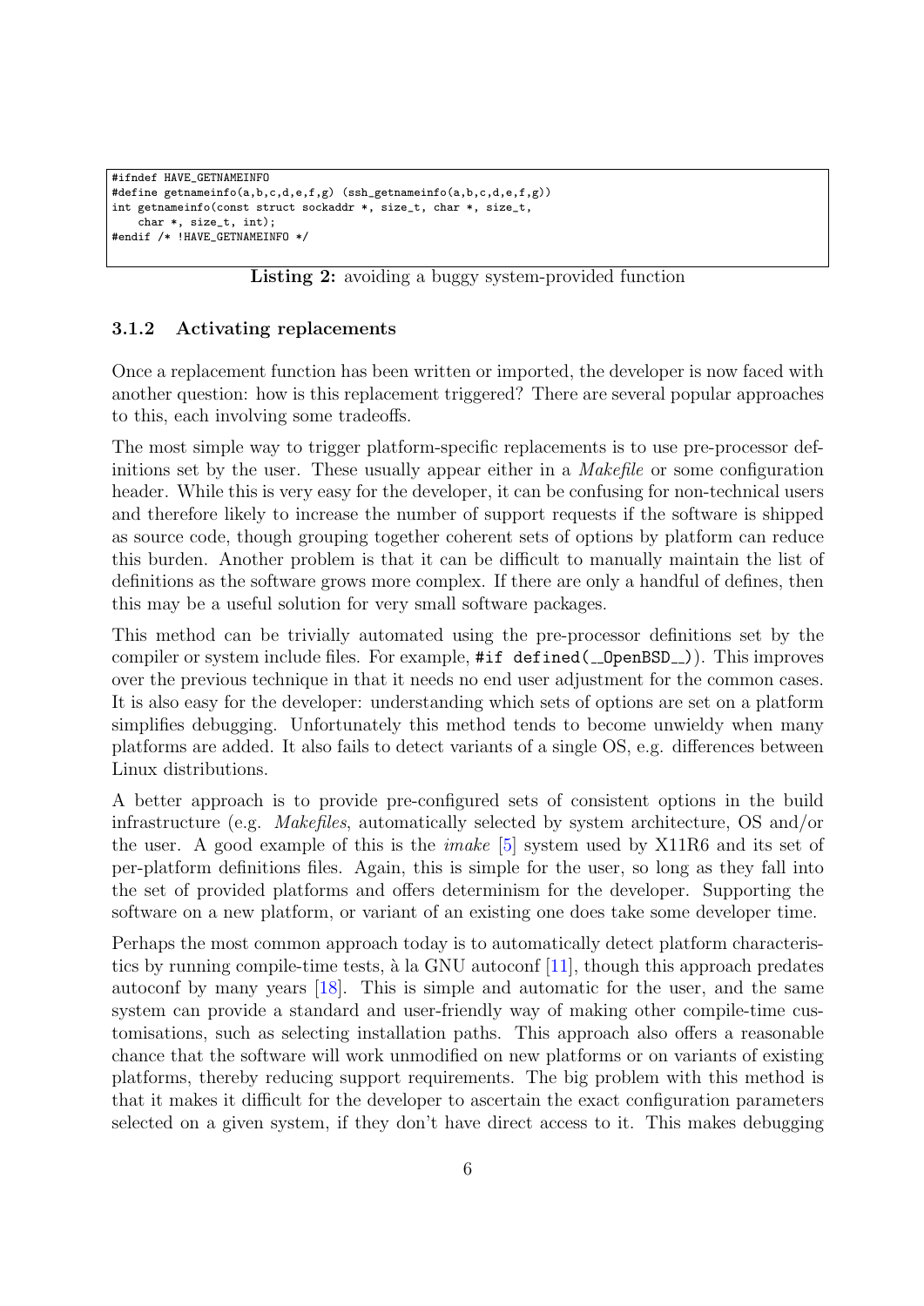```
#ifndef HAVE_GETNAMEINFO
#define getnameinfo(a,b,c,d,e,f,g) (ssh_getnameinfo(a,b,c,d,e,f,g))
int getnameinfo(const struct sockaddr *, size_t, char *, size_t,
    char *, size_t, int);
#endif /* !HAVE_GETNAMEINFO */
```

**Listing 2:** avoiding a buggy system-provided function

### 3.1.2 Activating replacements

Once a replacement function has been written or imported, the developer is now faced with another question: how is this replacement triggered? There are several popular approaches to this, each involving some tradeoffs.

The most simple way to trigger platform-specific replacements is to use pre-processor definitions set by the user. These usually appear either in a *Makefile* or some configuration header. While this is very easy for the developer, it can be confusing for non-technical users and therefore likely to increase the number of support requests if the software is shipped as source code, though grouping together coherent sets of options by platform can reduce this burden. Another problem is that it can be difficult to manually maintain the list of definitions as the software grows more complex. If there are only a handful of defines, then this may be a useful solution for very small software packages.

This method can be trivially automated using the pre-processor definitions set by the compiler or system include files. For example, `#if defined(__OpenBSD__)`. This improves over the previous technique in that it needs no end user adjustment for the common cases. It is also easy for the developer: understanding which sets of options are set on a platform simplifies debugging. Unfortunately this method tends to become unwieldy when many platforms are added. It also fails to detect variants of a single OS, e.g. differences between Linux distributions.

A better approach is to provide pre-configured sets of consistent options in the build infrastructure (e.g. *Makefiles*, automatically selected by system architecture, OS and/or the user. A good example of this is the *imake* [5] system used by X11R6 and its set of per-platform definitions files. Again, this is simple for the user, so long as they fall into the set of provided platforms and offers determinism for the developer. Supporting the software on a new platform, or variant of an existing one does take some developer time.

Perhaps the most common approach today is to automatically detect platform characteristics by running compile-time tests, à la GNU autoconf [11], though this approach predates autoconf by many years [18]. This is simple and automatic for the user, and the same system can provide a standard and user-friendly way of making other compile-time customisations, such as selecting installation paths. This approach also offers a reasonable chance that the software will work unmodified on new platforms or on variants of existing platforms, thereby reducing support requirements. The big problem with this method is that it makes it difficult for the developer to ascertain the exact configuration parameters selected on a given system, if they don't have direct access to it. This makes debugging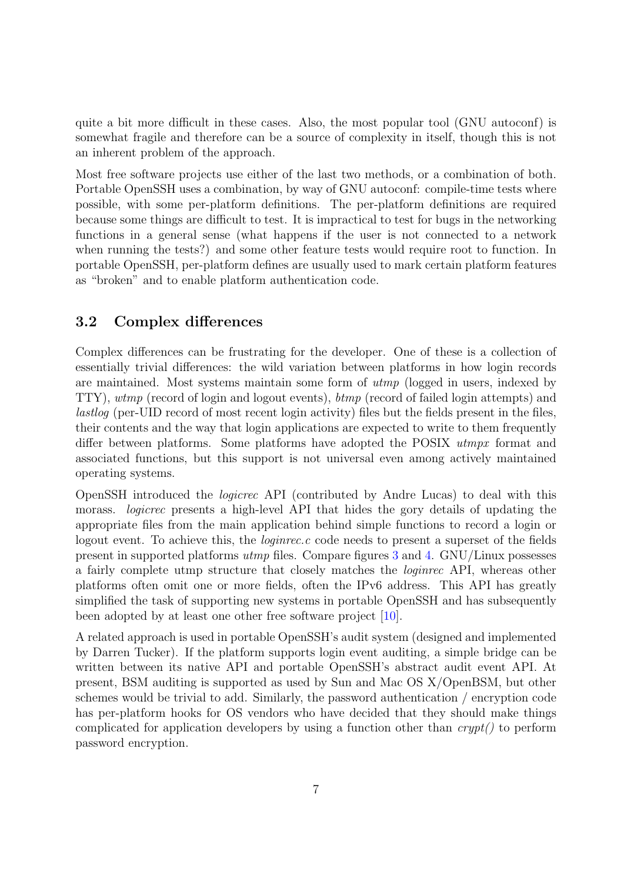quite a bit more difficult in these cases. Also, the most popular tool (GNU autoconf) is somewhat fragile and therefore can be a source of complexity in itself, though this is not an inherent problem of the approach.

Most free software projects use either of the last two methods, or a combination of both. Portable OpenSSH uses a combination, by way of GNU autoconf: compile-time tests where possible, with some per-platform definitions. The per-platform definitions are required because some things are difficult to test. It is impractical to test for bugs in the networking functions in a general sense (what happens if the user is not connected to a network when running the tests?) and some other feature tests would require root to function. In portable OpenSSH, per-platform defines are usually used to mark certain platform features as "broken" and to enable platform authentication code.

## 3.2 Complex differences

Complex differences can be frustrating for the developer. One of these is a collection of essentially trivial differences: the wild variation between platforms in how login records are maintained. Most systems maintain some form of *utmp* (logged in users, indexed by TTY), *wtmp* (record of login and logout events), *btmp* (record of failed login attempts) and *lastlog* (per-UID record of most recent login activity) files but the fields present in the files, their contents and the way that login applications are expected to write to them frequently differ between platforms. Some platforms have adopted the POSIX *utmpx* format and associated functions, but this support is not universal even among actively maintained operating systems.

OpenSSH introduced the *logicrec* API (contributed by Andre Lucas) to deal with this morass. *logicrec* presents a high-level API that hides the gory details of updating the appropriate files from the main application behind simple functions to record a login or logout event. To achieve this, the *loginrec.c* code needs to present a superset of the fields present in supported platforms *utmp* files. Compare figures 3 and 4. GNU/Linux possesses a fairly complete utmp structure that closely matches the *loginrec* API, whereas other platforms often omit one or more fields, often the IPv6 address. This API has greatly simplified the task of supporting new systems in portable OpenSSH and has subsequently been adopted by at least one other free software project [10].

A related approach is used in portable OpenSSH's audit system (designed and implemented by Darren Tucker). If the platform supports login event auditing, a simple bridge can be written between its native API and portable OpenSSH's abstract audit event API. At present, BSM auditing is supported as used by Sun and Mac OS X/OpenBSM, but other schemes would be trivial to add. Similarly, the password authentication / encryption code has per-platform hooks for OS vendors who have decided that they should make things complicated for application developers by using a function other than *crypt()* to perform password encryption.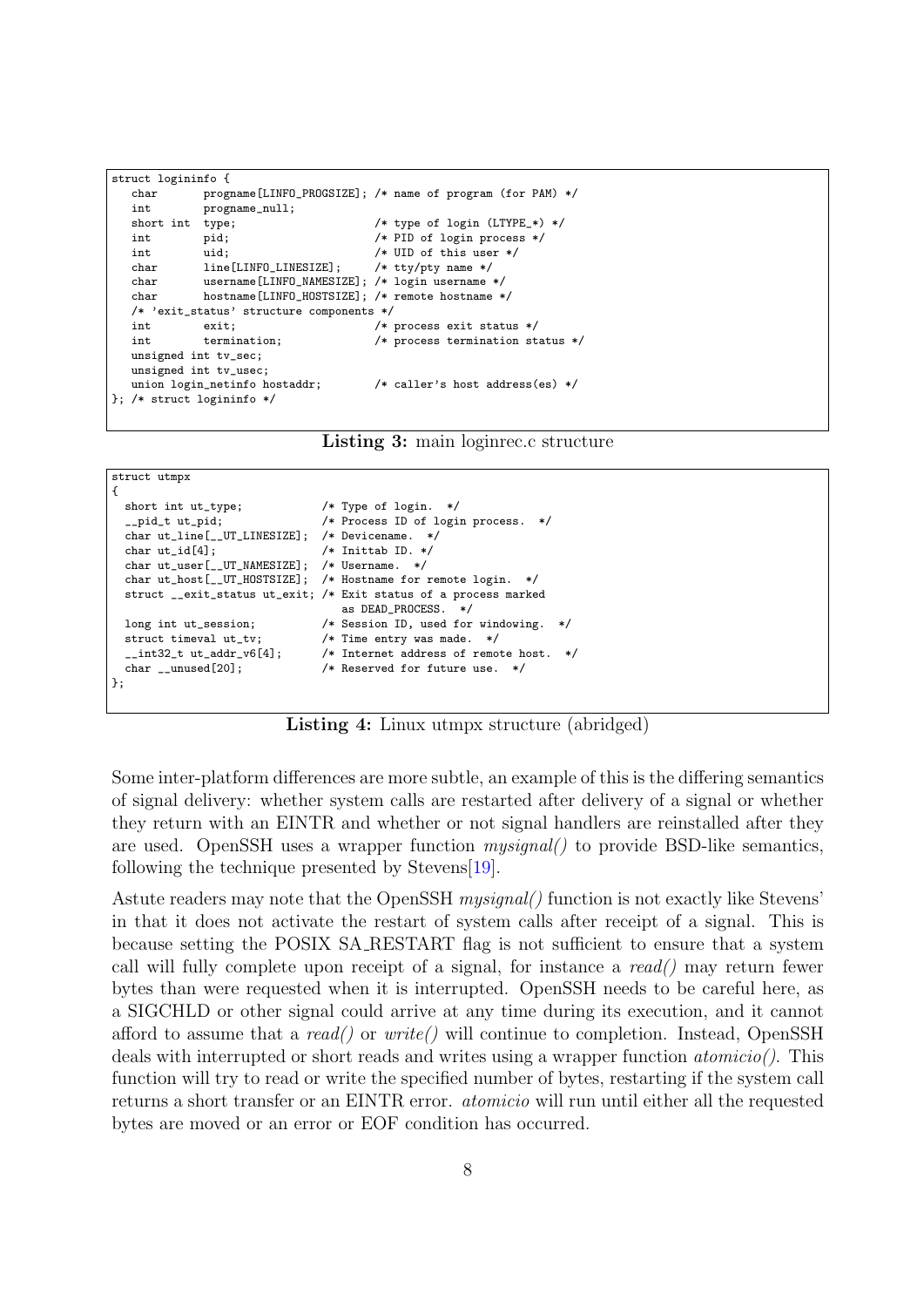```
struct logininfo {
   char       progname[LINFO_PROGSIZE]; /* name of program (for PAM) */
   int        progname_null;
   short int  type;                     /* type of login (LTYPE_*) */
   int        pid;                      /* PID of login process */
   int        uid;                      /* UID of this user */
   char       line[LINFO_LINESIZE];     /* tty/pty name */
   char       username[LINFO_NAMESIZE]; /* login username */
   char       hostname[LINFO_HOSTSIZE]; /* remote hostname */
   /* 'exit_status' structure components */
   int        exit;                     /* process exit status */
   int        termination;              /* process termination status */
   unsigned int tv_sec;
   unsigned int tv_usec;
   union login_netinfo hostaddr;        /* caller's host address(es) */
}; /* struct logininfo */
```

**Listing 3:** main loginrec.c structure

```
struct utmpx
{
  short int ut_type;            /* Type of login.  */
  __pid_t ut_pid;               /* Process ID of login process.  */
  char ut_line[__UT_LINESIZE];  /* Devicename.  */
  char ut_id[4];                /* Inittab ID. */
  char ut_user[__UT_NAMESIZE];  /* Username.  */
  char ut_host[__UT_HOSTSIZE];  /* Hostname for remote login.  */
  struct __exit_status ut_exit; /* Exit status of a process marked
                                   as DEAD_PROCESS.  */
  long int ut_session;          /* Session ID, used for windowing.  */
  struct timeval ut_tv;         /* Time entry was made.  */
  __int32_t ut_addr_v6[4];      /* Internet address of remote host.  */
  char __unused[20];            /* Reserved for future use.  */
};
```

**Listing 4:** Linux utmpx structure (abridged)

Some inter-platform differences are more subtle, an example of this is the differing semantics of signal delivery: whether system calls are restarted after delivery of a signal or whether they return with an EINTR and whether or not signal handlers are reinstalled after they are used. OpenSSH uses a wrapper function *mysignal()* to provide BSD-like semantics, following the technique presented by Stevens[19].

Astute readers may note that the OpenSSH *mysignal()* function is not exactly like Stevens' in that it does not activate the restart of system calls after receipt of a signal. This is because setting the POSIX SA_RESTART flag is not sufficient to ensure that a system call will fully complete upon receipt of a signal, for instance a *read()* may return fewer bytes than were requested when it is interrupted. OpenSSH needs to be careful here, as a SIGCHLD or other signal could arrive at any time during its execution, and it cannot afford to assume that a *read()* or *write()* will continue to completion. Instead, OpenSSH deals with interrupted or short reads and writes using a wrapper function *atomicio()*. This function will try to read or write the specified number of bytes, restarting if the system call returns a short transfer or an EINTR error. *atomicio* will run until either all the requested bytes are moved or an error or EOF condition has occurred.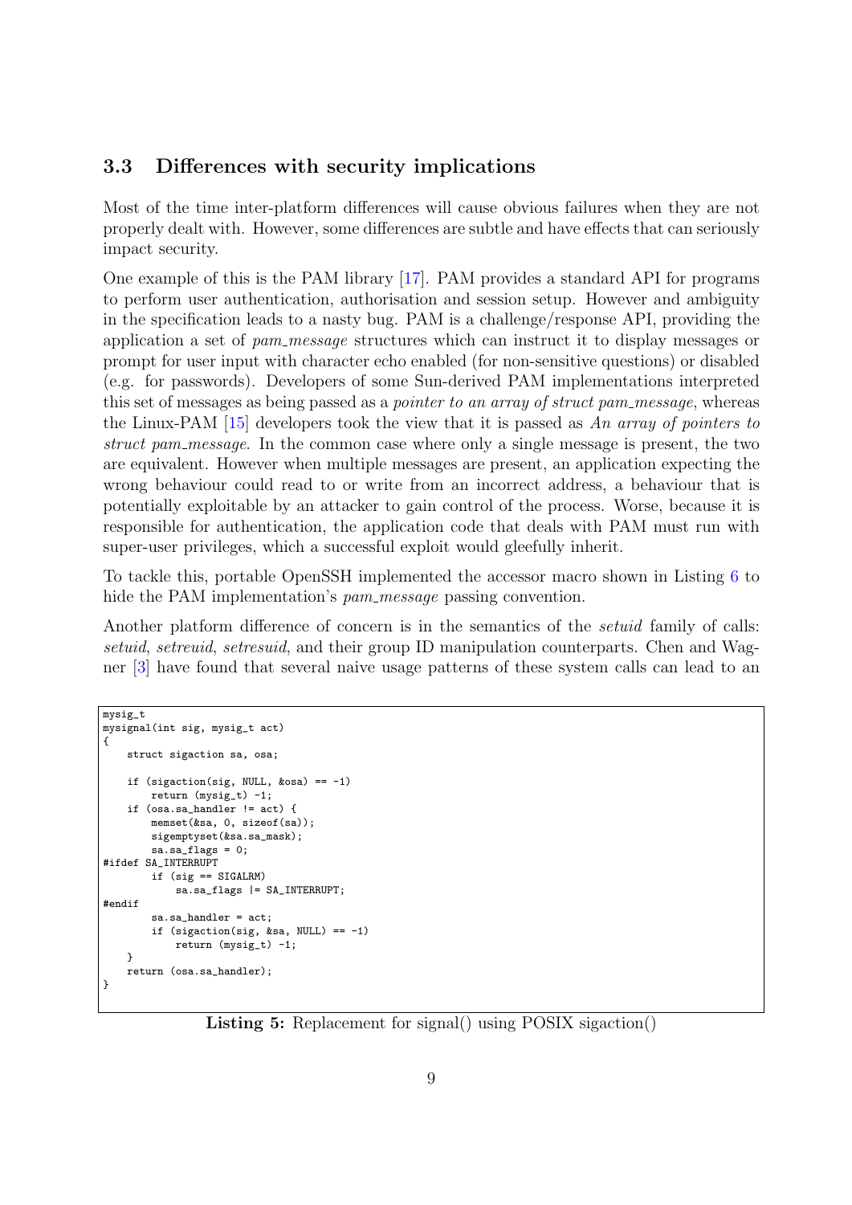### 3.3 Differences with security implications

Most of the time inter-platform differences will cause obvious failures when they are not properly dealt with. However, some differences are subtle and have effects that can seriously impact security.

One example of this is the PAM library [17]. PAM provides a standard API for programs to perform user authentication, authorisation and session setup. However and ambiguity in the specification leads to a nasty bug. PAM is a challenge/response API, providing the application a set of *pam_message* structures which can instruct it to display messages or prompt for user input with character echo enabled (for non-sensitive questions) or disabled (e.g. for passwords). Developers of some Sun-derived PAM implementations interpreted this set of messages as being passed as a *pointer to an array of struct pam_message*, whereas the Linux-PAM [15] developers took the view that it is passed as *An array of pointers to struct pam_message*. In the common case where only a single message is present, the two are equivalent. However when multiple messages are present, an application expecting the wrong behaviour could read to or write from an incorrect address, a behaviour that is potentially exploitable by an attacker to gain control of the process. Worse, because it is responsible for authentication, the application code that deals with PAM must run with super-user privileges, which a successful exploit would gleefully inherit.

To tackle this, portable OpenSSH implemented the accessor macro shown in Listing 6 to hide the PAM implementation's *pam_message* passing convention.

Another platform difference of concern is in the semantics of the *setuid* family of calls: *setuid*, *setreuid*, *setresuid*, and their group ID manipulation counterparts. Chen and Wagner [3] have found that several naive usage patterns of these system calls can lead to an

```
mysig_t
mysignal(int sig, mysig_t act)
{
    struct sigaction sa, osa;

    if (sigaction(sig, NULL, &osa) == -1)
        return (mysig_t) -1;
    if (osa.sa_handler != act) {
        memset(&sa, 0, sizeof(sa));
        sigemptyset(&sa.sa_mask);
        sa.sa_flags = 0;
#ifdef SA_INTERRUPT
        if (sig == SIGALRM)
            sa.sa_flags |= SA_INTERRUPT;
#endif
        sa.sa_handler = act;
        if (sigaction(sig, &sa, NULL) == -1)
            return (mysig_t) -1;
    }
    return (osa.sa_handler);
}
```

**Listing 5:** Replacement for signal() using POSIX sigaction()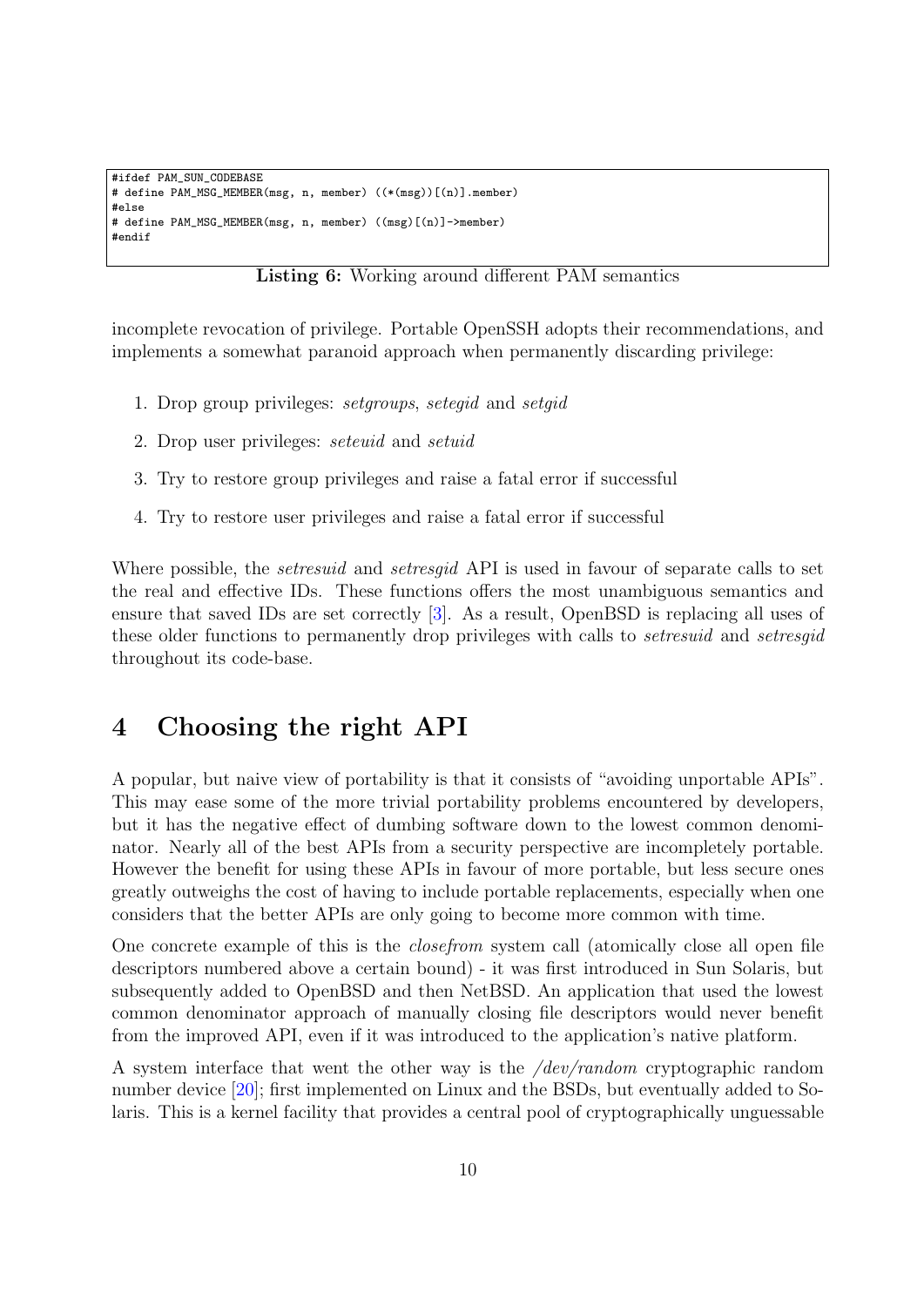```
#ifdef PAM_SUN_CODEBASE
# define PAM_MSG_MEMBER(msg, n, member) ((*(msg))[(n)].member)
#else
# define PAM_MSG_MEMBER(msg, n, member) ((msg)[(n)]->member)
#endif
```

**Listing 6:** Working around different PAM semantics

incomplete revocation of privilege. Portable OpenSSH adopts their recommendations, and implements a somewhat paranoid approach when permanently discarding privilege:

1. Drop group privileges: *setgroups*, *setegid* and *setgid*
2. Drop user privileges: *seteuid* and *setuid*
3. Try to restore group privileges and raise a fatal error if successful
4. Try to restore user privileges and raise a fatal error if successful

Where possible, the *setresuid* and *setresgid* API is used in favour of separate calls to set the real and effective IDs. These functions offers the most unambiguous semantics and ensure that saved IDs are set correctly [3]. As a result, OpenBSD is replacing all uses of these older functions to permanently drop privileges with calls to *setresuid* and *setresgid* throughout its code-base.

# 4 Choosing the right API

A popular, but naive view of portability is that it consists of "avoiding unportable APIs". This may ease some of the more trivial portability problems encountered by developers, but it has the negative effect of dumbing software down to the lowest common denominator. Nearly all of the best APIs from a security perspective are incompletely portable. However the benefit for using these APIs in favour of more portable, but less secure ones greatly outweighs the cost of having to include portable replacements, especially when one considers that the better APIs are only going to become more common with time.

One concrete example of this is the *closefrom* system call (atomically close all open file descriptors numbered above a certain bound) - it was first introduced in Sun Solaris, but subsequently added to OpenBSD and then NetBSD. An application that used the lowest common denominator approach of manually closing file descriptors would never benefit from the improved API, even if it was introduced to the application's native platform.

A system interface that went the other way is the */dev/random* cryptographic random number device [20]; first implemented on Linux and the BSDs, but eventually added to Solaris. This is a kernel facility that provides a central pool of cryptographically unguessable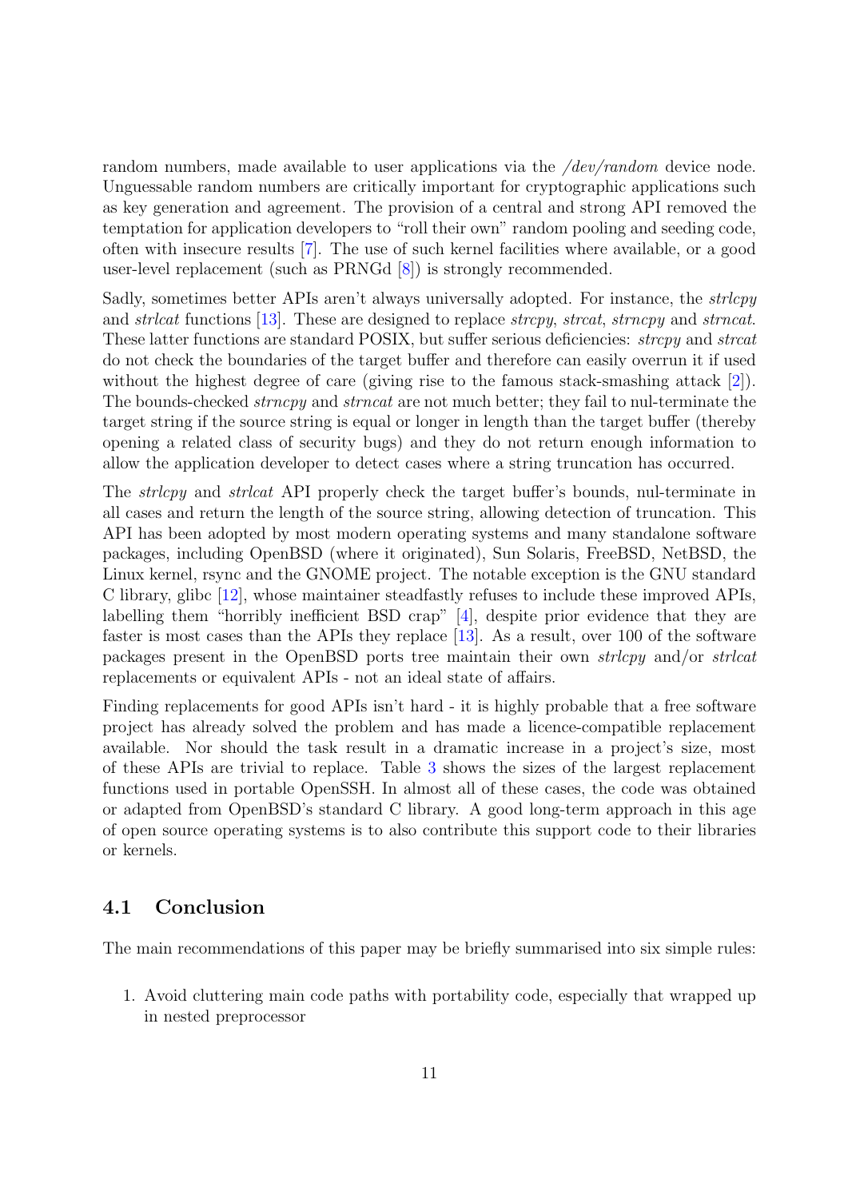random numbers, made available to user applications via the */dev/random* device node. Unguessable random numbers are critically important for cryptographic applications such as key generation and agreement. The provision of a central and strong API removed the temptation for application developers to "roll their own" random pooling and seeding code, often with insecure results [7]. The use of such kernel facilities where available, or a good user-level replacement (such as PRNGd [8]) is strongly recommended.

Sadly, sometimes better APIs aren't always universally adopted. For instance, the *strlcpy* and *strlcat* functions [13]. These are designed to replace *strcpy*, *strcat*, *strncpy* and *strncat*. These latter functions are standard POSIX, but suffer serious deficiencies: *strcpy* and *strcat* do not check the boundaries of the target buffer and therefore can easily overrun it if used without the highest degree of care (giving rise to the famous stack-smashing attack [2]). The bounds-checked *strncpy* and *strncat* are not much better; they fail to nul-terminate the target string if the source string is equal or longer in length than the target buffer (thereby opening a related class of security bugs) and they do not return enough information to allow the application developer to detect cases where a string truncation has occurred.

The *strlcpy* and *strlcat* API properly check the target buffer's bounds, nul-terminate in all cases and return the length of the source string, allowing detection of truncation. This API has been adopted by most modern operating systems and many standalone software packages, including OpenBSD (where it originated), Sun Solaris, FreeBSD, NetBSD, the Linux kernel, rsync and the GNOME project. The notable exception is the GNU standard C library, glibc [12], whose maintainer steadfastly refuses to include these improved APIs, labelling them "horribly inefficient BSD crap" [4], despite prior evidence that they are faster is most cases than the APIs they replace [13]. As a result, over 100 of the software packages present in the OpenBSD ports tree maintain their own *strlcpy* and/or *strlcat* replacements or equivalent APIs - not an ideal state of affairs.

Finding replacements for good APIs isn't hard - it is highly probable that a free software project has already solved the problem and has made a licence-compatible replacement available. Nor should the task result in a dramatic increase in a project's size, most of these APIs are trivial to replace. Table 3 shows the sizes of the largest replacement functions used in portable OpenSSH. In almost all of these cases, the code was obtained or adapted from OpenBSD's standard C library. A good long-term approach in this age of open source operating systems is to also contribute this support code to their libraries or kernels.

## 4.1 Conclusion

The main recommendations of this paper may be briefly summarised into six simple rules:

1. Avoid cluttering main code paths with portability code, especially that wrapped up in nested preprocessor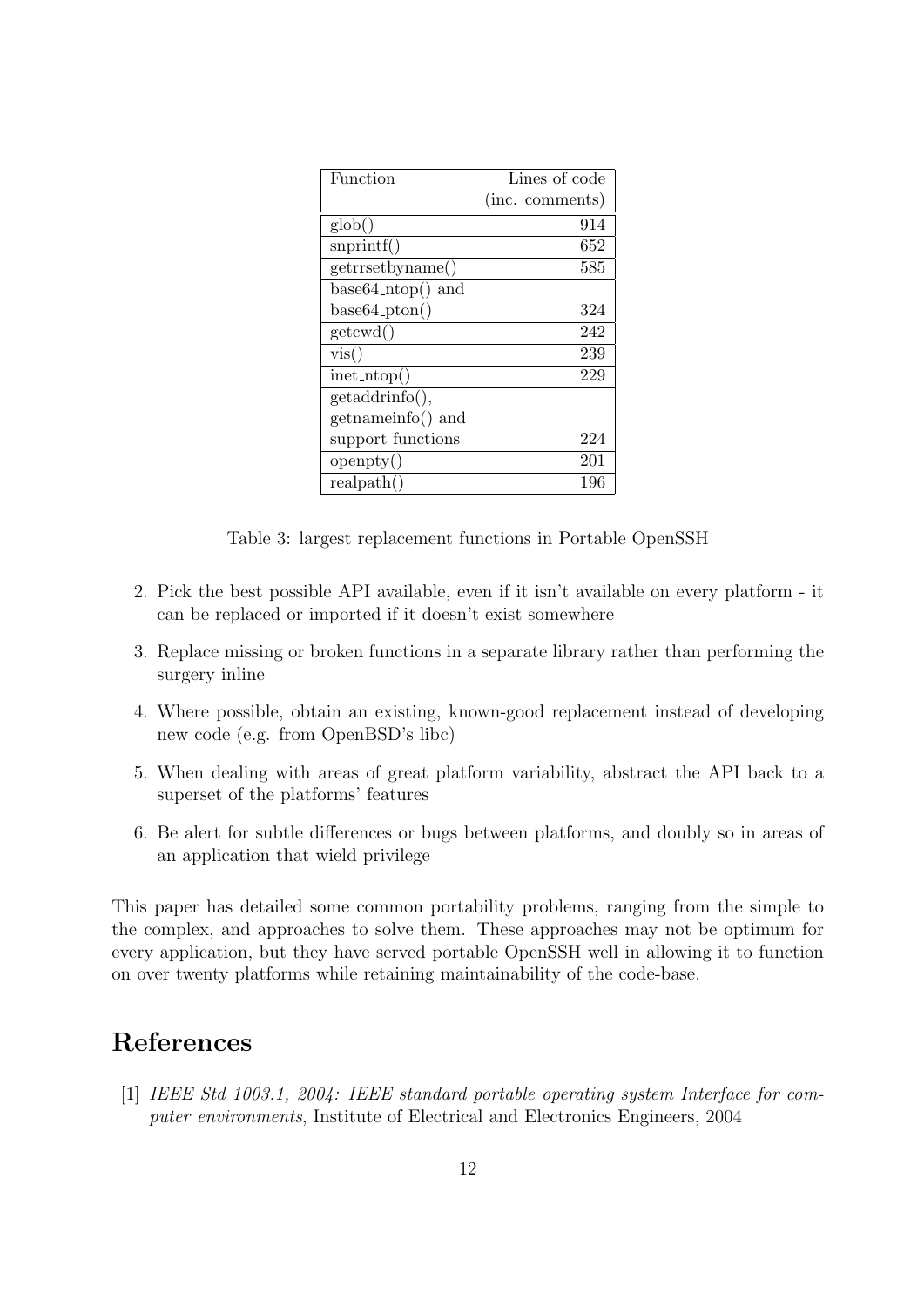| Function | Lines of code (inc. comments) |
|---|---:|
| glob() | 914 |
| snprintf() | 652 |
| getrrsetbyname() | 585 |
| base64_ntop() and base64_pton() | 324 |
| getcwd() | 242 |
| vis() | 239 |
| inet_ntop() | 229 |
| getaddrinfo(), getnameinfo() and support functions | 224 |
| openpty() | 201 |
| realpath() | 196 |

Table 3: largest replacement functions in Portable OpenSSH

2. Pick the best possible API available, even if it isn't available on every platform - it can be replaced or imported if it doesn't exist somewhere
3. Replace missing or broken functions in a separate library rather than performing the surgery inline
4. Where possible, obtain an existing, known-good replacement instead of developing new code (e.g. from OpenBSD's libc)
5. When dealing with areas of great platform variability, abstract the API back to a superset of the platforms' features
6. Be alert for subtle differences or bugs between platforms, and doubly so in areas of an application that wield privilege

This paper has detailed some common portability problems, ranging from the simple to the complex, and approaches to solve them. These approaches may not be optimum for every application, but they have served portable OpenSSH well in allowing it to function on over twenty platforms while retaining maintainability of the code-base.

# References

[1] *IEEE Std 1003.1, 2004: IEEE standard portable operating system Interface for computer environments*, Institute of Electrical and Electronics Engineers, 2004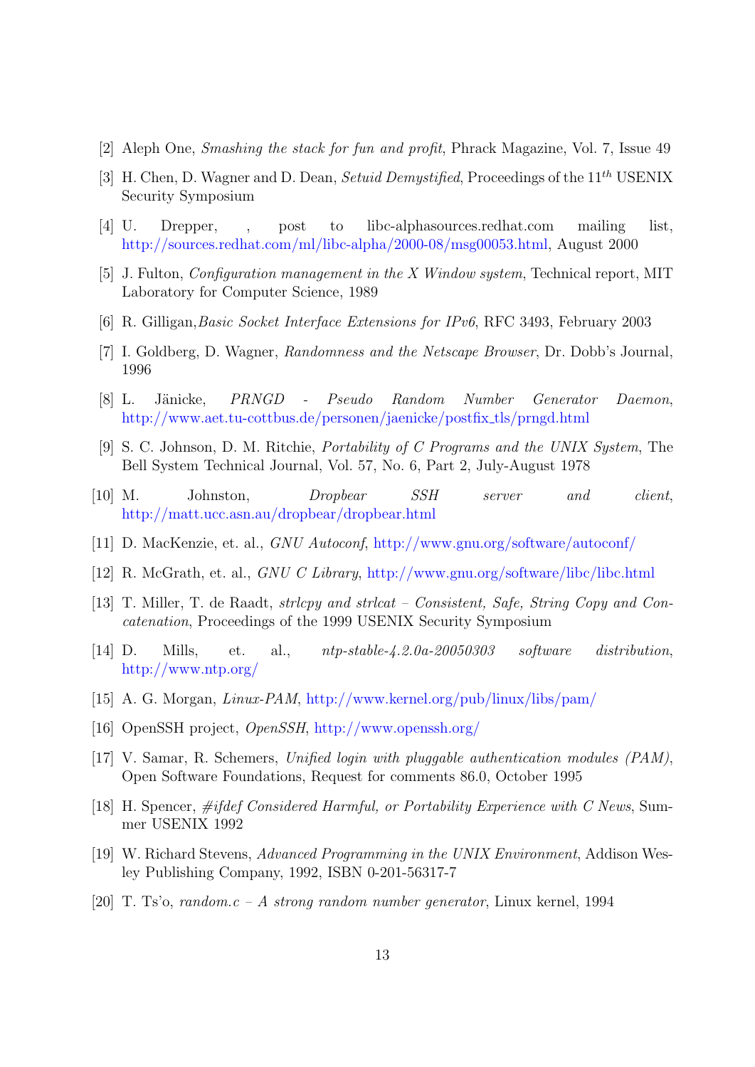[2] Aleph One, *Smashing the stack for fun and profit*, Phrack Magazine, Vol. 7, Issue 49

[3] H. Chen, D. Wagner and D. Dean, *Setuid Demystified*, Proceedings of the 11$^{th}$ USENIX Security Symposium

[4] U. Drepper, , post to libc-alphasources.redhat.com mailing list, http://sources.redhat.com/ml/libc-alpha/2000-08/msg00053.html, August 2000

[5] J. Fulton, *Configuration management in the X Window system*, Technical report, MIT Laboratory for Computer Science, 1989

[6] R. Gilligan,*Basic Socket Interface Extensions for IPv6*, RFC 3493, February 2003

[7] I. Goldberg, D. Wagner, *Randomness and the Netscape Browser*, Dr. Dobb's Journal, 1996

[8] L. Jänicke, *PRNGD - Pseudo Random Number Generator Daemon*, http://www.aet.tu-cottbus.de/personen/jaenicke/postfix_tls/prngd.html

[9] S. C. Johnson, D. M. Ritchie, *Portability of C Programs and the UNIX System*, The Bell System Technical Journal, Vol. 57, No. 6, Part 2, July-August 1978

[10] M. Johnston, *Dropbear SSH server and client*, http://matt.ucc.asn.au/dropbear/dropbear.html

[11] D. MacKenzie, et. al., *GNU Autoconf*, http://www.gnu.org/software/autoconf/

[12] R. McGrath, et. al., *GNU C Library*, http://www.gnu.org/software/libc/libc.html

[13] T. Miller, T. de Raadt, *strlcpy and strlcat – Consistent, Safe, String Copy and Concatenation*, Proceedings of the 1999 USENIX Security Symposium

[14] D. Mills, et. al., *ntp-stable-4.2.0a-20050303 software distribution*, http://www.ntp.org/

[15] A. G. Morgan, *Linux-PAM*, http://www.kernel.org/pub/linux/libs/pam/

[16] OpenSSH project, *OpenSSH*, http://www.openssh.org/

[17] V. Samar, R. Schemers, *Unified login with pluggable authentication modules (PAM)*, Open Software Foundations, Request for comments 86.0, October 1995

[18] H. Spencer, *#ifdef Considered Harmful, or Portability Experience with C News*, Summer USENIX 1992

[19] W. Richard Stevens, *Advanced Programming in the UNIX Environment*, Addison Wesley Publishing Company, 1992, ISBN 0-201-56317-7

[20] T. Ts'o, *random.c – A strong random number generator*, Linux kernel, 1994